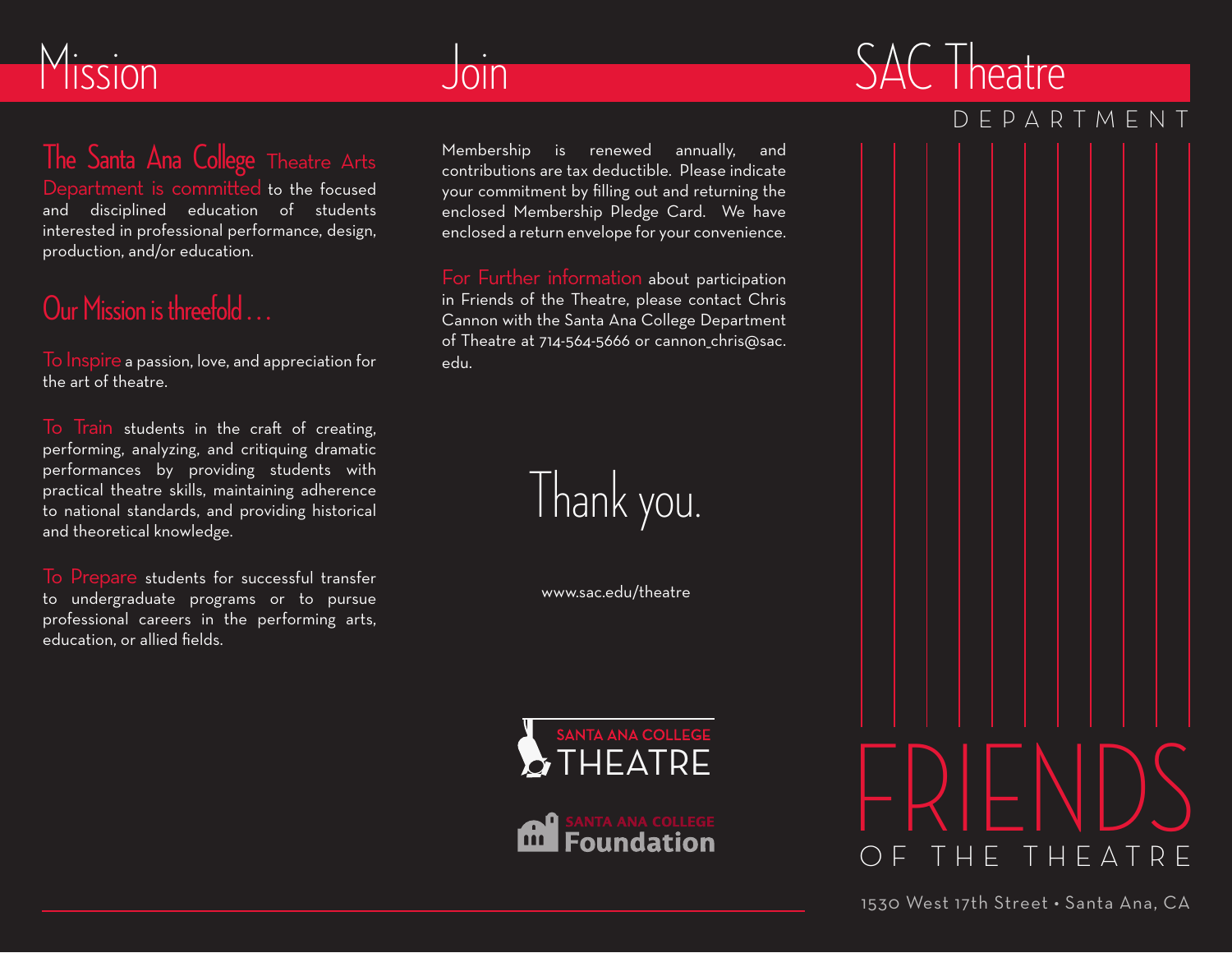# Mission

The Santa Ana College Theatre Arts Department is committed to the focused and disciplined education of students interested in professional performance, design, production, and/or education.

## Our Mission is threefold . . .

To Inspire a passion, love, and appreciation for the art of theatre.

To Train students in the craft of creating, performing, analyzing, and critiquing dramatic performances by providing students with practical theatre skills, maintaining adherence to national standards, and providing historical and theoretical knowledge.

To Prepare students for successful transfer to undergraduate programs or to pursue professional careers in the performing arts, education, or allied fields.

# Join

Membership is renewed annually, and contributions are tax deductible. Please indicate your commitment by filling out and returning the enclosed Membership Pledge Card. We have enclosed a return envelope for your convenience.

For Further information about participation in Friends of the Theatre, please contact Chris Cannon with the Santa Ana College Department of Theatre at 714-564-5666 or cannon_chris@sac.edu.

Thank you.

www.sac.edu/theatre

SANTA ANA COLLEGE THEATRE

SANTA ANA COLLEGE Foundation

# SAC Theatre

DEPARTMENT

# FRIENDS

OF THE THEATRE

1530 West 17th Street • Santa Ana, CA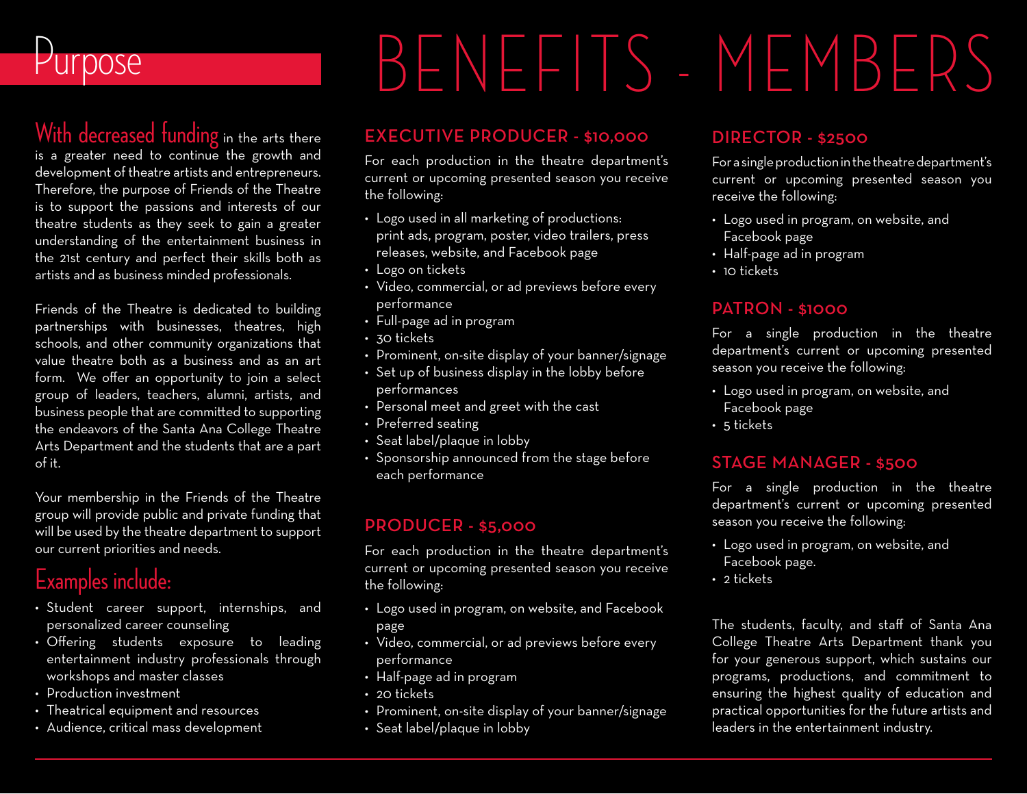## Purpose

With decreased funding in the arts there is a greater need to continue the growth and development of theatre artists and entrepreneurs. Therefore, the purpose of Friends of the Theatre is to support the passions and interests of our theatre students as they seek to gain a greater understanding of the entertainment business in the 21st century and perfect their skills both as artists and as business minded professionals.

Friends of the Theatre is dedicated to building partnerships with businesses, theatres, high schools, and other community organizations that value theatre both as a business and as an art form. We offer an opportunity to join a select group of leaders, teachers, alumni, artists, and business people that are committed to supporting the endeavors of the Santa Ana College Theatre Arts Department and the students that are a part of it.

Your membership in the Friends of the Theatre group will provide public and private funding that will be used by the theatre department to support our current priorities and needs.

### Examples include:

- Student career support, internships, and personalized career counseling
- Offering students exposure to leading entertainment industry professionals through workshops and master classes
- Production investment
- Theatrical equipment and resources
- Audience, critical mass development

# BENEFITS - MEMBERS

### EXECUTIVE PRODUCER - $10,000

For each production in the theatre department's current or upcoming presented season you receive the following:

- Logo used in all marketing of productions: print ads, program, poster, video trailers, press releases, website, and Facebook page
- Logo on tickets
- Video, commercial, or ad previews before every performance
- Full-page ad in program
- 30 tickets
- Prominent, on-site display of your banner/signage
- Set up of business display in the lobby before performances
- Personal meet and greet with the cast
- Preferred seating
- Seat label/plaque in lobby
- Sponsorship announced from the stage before each performance

### PRODUCER - $5,000

For each production in the theatre department's current or upcoming presented season you receive the following:

- Logo used in program, on website, and Facebook page
- Video, commercial, or ad previews before every performance
- Half-page ad in program
- 20 tickets
- Prominent, on-site display of your banner/signage
- Seat label/plaque in lobby

### DIRECTOR - $2500

For a single production in the theatre department's current or upcoming presented season you receive the following:

- Logo used in program, on website, and Facebook page
- Half-page ad in program
- 10 tickets

### PATRON - $1000

For a single production in the theatre department's current or upcoming presented season you receive the following:

- Logo used in program, on website, and Facebook page
- 5 tickets

### STAGE MANAGER - $500

For a single production in the theatre department's current or upcoming presented season you receive the following:

- Logo used in program, on website, and Facebook page.
- 2 tickets

The students, faculty, and staff of Santa Ana College Theatre Arts Department thank you for your generous support, which sustains our programs, productions, and commitment to ensuring the highest quality of education and practical opportunities for the future artists and leaders in the entertainment industry.